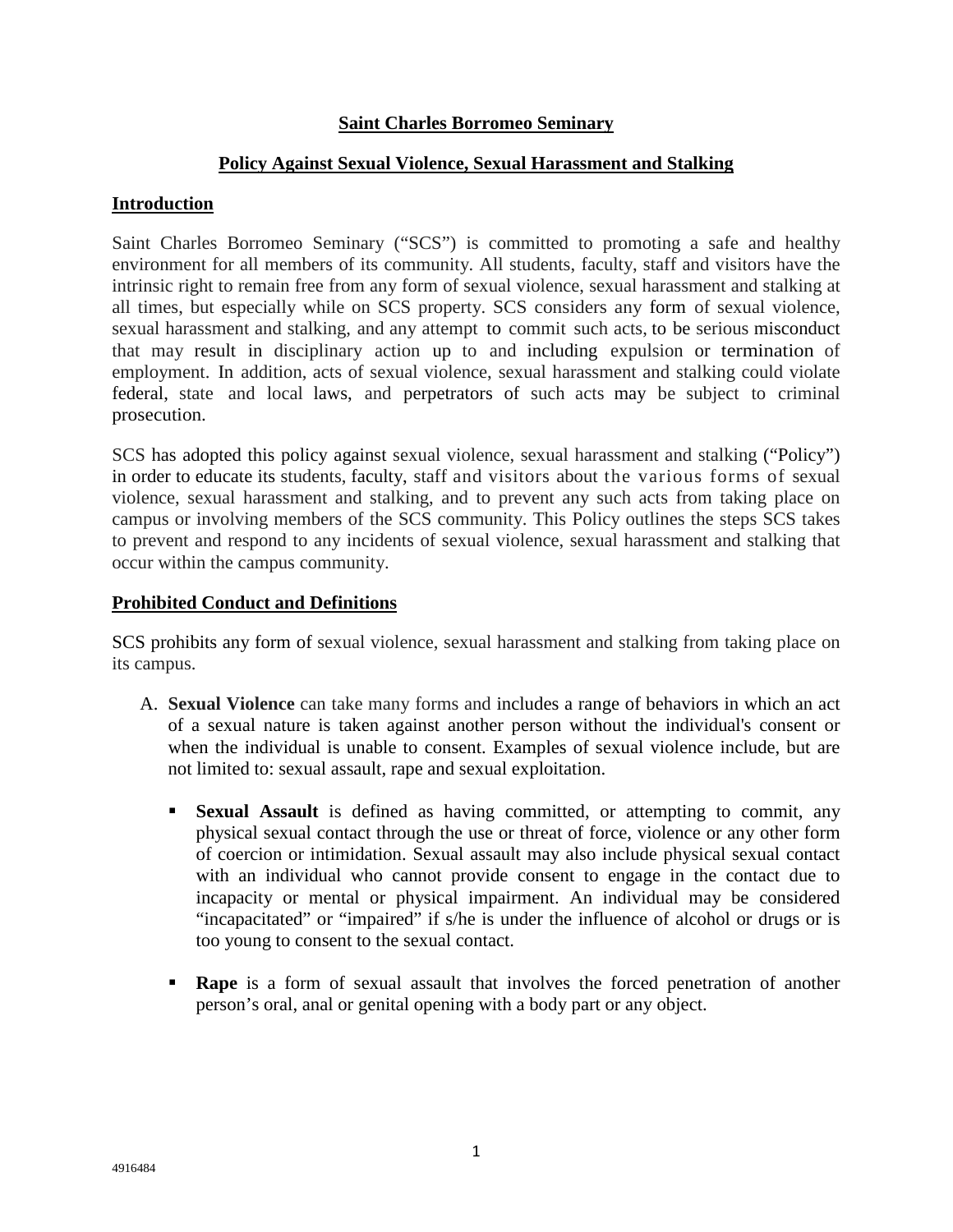# Saint Charles Borromeo Seminary

## Policy Against Sexual Violence, Sexual Harassment and Stalking

### Introduction

Saint Charles Borromeo Seminary ("SCS") is committed to promoting a safe and healthy environment for all members of its community. All students, faculty, staff and visitors have the intrinsic right to remain free from any form of sexual violence, sexual harassment and stalking at all times, but especially while on SCS property. SCS considers any form of sexual violence, sexual harassment and stalking, and any attempt to commit such acts, to be serious misconduct that may result in disciplinary action up to and including expulsion or termination of employment. In addition, acts of sexual violence, sexual harassment and stalking could violate federal, state and local laws, and perpetrators of such acts may be subject to criminal prosecution.

SCS has adopted this policy against sexual violence, sexual harassment and stalking ("Policy") in order to educate its students, faculty, staff and visitors about the various forms of sexual violence, sexual harassment and stalking, and to prevent any such acts from taking place on campus or involving members of the SCS community. This Policy outlines the steps SCS takes to prevent and respond to any incidents of sexual violence, sexual harassment and stalking that occur within the campus community.

### Prohibited Conduct and Definitions

SCS prohibits any form of sexual violence, sexual harassment and stalking from taking place on its campus.

A. **Sexual Violence** can take many forms and includes a range of behaviors in which an act of a sexual nature is taken against another person without the individual's consent or when the individual is unable to consent. Examples of sexual violence include, but are not limited to: sexual assault, rape and sexual exploitation.

- **Sexual Assault** is defined as having committed, or attempting to commit, any physical sexual contact through the use or threat of force, violence or any other form of coercion or intimidation. Sexual assault may also include physical sexual contact with an individual who cannot provide consent to engage in the contact due to incapacity or mental or physical impairment. An individual may be considered "incapacitated" or "impaired" if s/he is under the influence of alcohol or drugs or is too young to consent to the sexual contact.

- **Rape** is a form of sexual assault that involves the forced penetration of another person's oral, anal or genital opening with a body part or any object.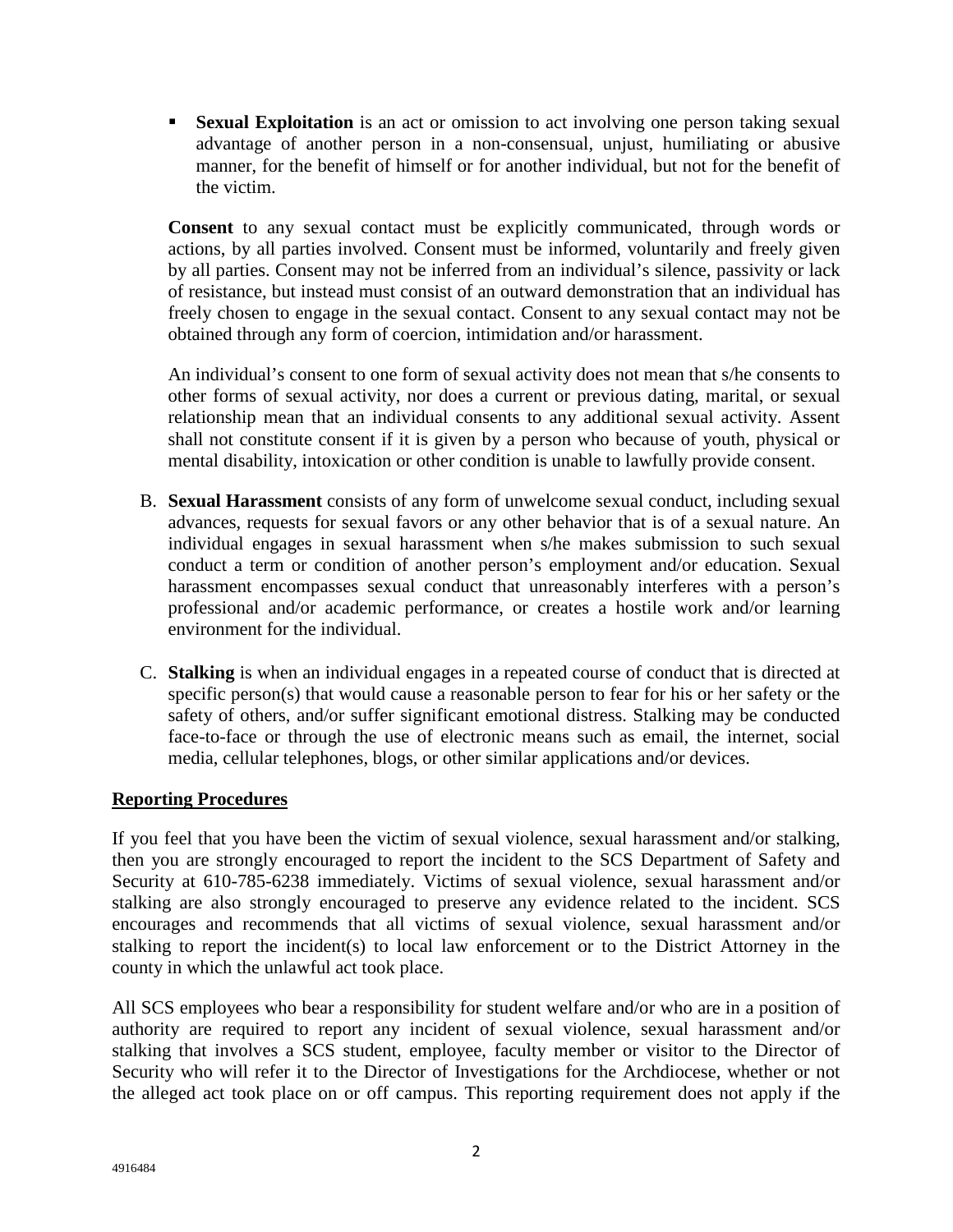- **Sexual Exploitation** is an act or omission to act involving one person taking sexual advantage of another person in a non-consensual, unjust, humiliating or abusive manner, for the benefit of himself or for another individual, but not for the benefit of the victim.

  **Consent** to any sexual contact must be explicitly communicated, through words or actions, by all parties involved. Consent must be informed, voluntarily and freely given by all parties. Consent may not be inferred from an individual's silence, passivity or lack of resistance, but instead must consist of an outward demonstration that an individual has freely chosen to engage in the sexual contact. Consent to any sexual contact may not be obtained through any form of coercion, intimidation and/or harassment.

  An individual's consent to one form of sexual activity does not mean that s/he consents to other forms of sexual activity, nor does a current or previous dating, marital, or sexual relationship mean that an individual consents to any additional sexual activity. Assent shall not constitute consent if it is given by a person who because of youth, physical or mental disability, intoxication or other condition is unable to lawfully provide consent.

B. **Sexual Harassment** consists of any form of unwelcome sexual conduct, including sexual advances, requests for sexual favors or any other behavior that is of a sexual nature. An individual engages in sexual harassment when s/he makes submission to such sexual conduct a term or condition of another person's employment and/or education. Sexual harassment encompasses sexual conduct that unreasonably interferes with a person's professional and/or academic performance, or creates a hostile work and/or learning environment for the individual.

C. **Stalking** is when an individual engages in a repeated course of conduct that is directed at specific person(s) that would cause a reasonable person to fear for his or her safety or the safety of others, and/or suffer significant emotional distress. Stalking may be conducted face-to-face or through the use of electronic means such as email, the internet, social media, cellular telephones, blogs, or other similar applications and/or devices.

## Reporting Procedures

If you feel that you have been the victim of sexual violence, sexual harassment and/or stalking, then you are strongly encouraged to report the incident to the SCS Department of Safety and Security at 610-785-6238 immediately. Victims of sexual violence, sexual harassment and/or stalking are also strongly encouraged to preserve any evidence related to the incident. SCS encourages and recommends that all victims of sexual violence, sexual harassment and/or stalking to report the incident(s) to local law enforcement or to the District Attorney in the county in which the unlawful act took place.

All SCS employees who bear a responsibility for student welfare and/or who are in a position of authority are required to report any incident of sexual violence, sexual harassment and/or stalking that involves a SCS student, employee, faculty member or visitor to the Director of Security who will refer it to the Director of Investigations for the Archdiocese, whether or not the alleged act took place on or off campus. This reporting requirement does not apply if the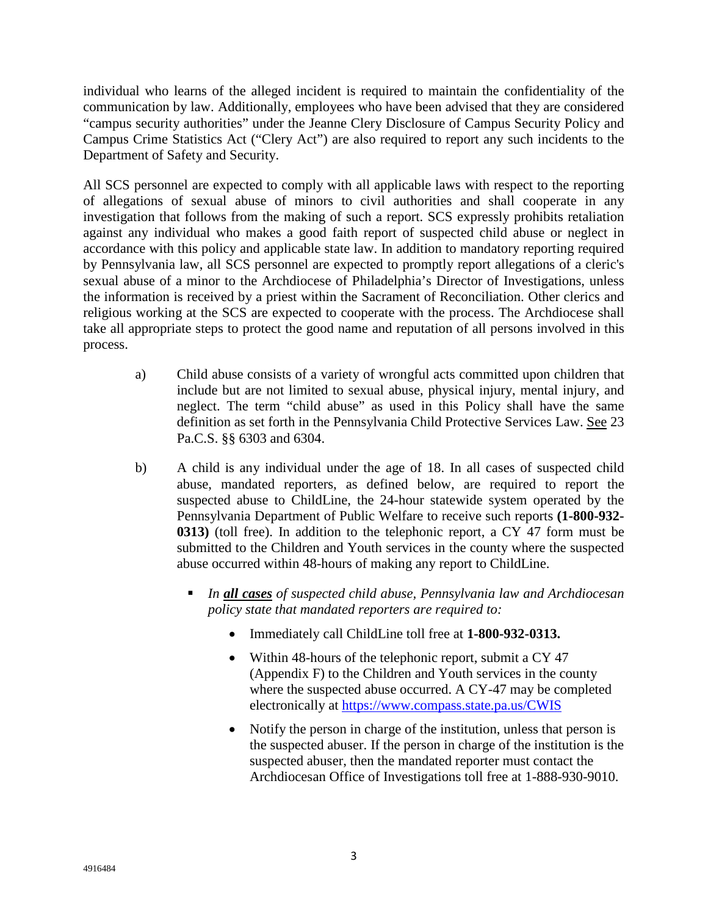individual who learns of the alleged incident is required to maintain the confidentiality of the communication by law. Additionally, employees who have been advised that they are considered "campus security authorities" under the Jeanne Clery Disclosure of Campus Security Policy and Campus Crime Statistics Act ("Clery Act") are also required to report any such incidents to the Department of Safety and Security.

All SCS personnel are expected to comply with all applicable laws with respect to the reporting of allegations of sexual abuse of minors to civil authorities and shall cooperate in any investigation that follows from the making of such a report. SCS expressly prohibits retaliation against any individual who makes a good faith report of suspected child abuse or neglect in accordance with this policy and applicable state law. In addition to mandatory reporting required by Pennsylvania law, all SCS personnel are expected to promptly report allegations of a cleric's sexual abuse of a minor to the Archdiocese of Philadelphia's Director of Investigations, unless the information is received by a priest within the Sacrament of Reconciliation. Other clerics and religious working at the SCS are expected to cooperate with the process. The Archdiocese shall take all appropriate steps to protect the good name and reputation of all persons involved in this process.

a) Child abuse consists of a variety of wrongful acts committed upon children that include but are not limited to sexual abuse, physical injury, mental injury, and neglect. The term "child abuse" as used in this Policy shall have the same definition as set forth in the Pennsylvania Child Protective Services Law. See 23 Pa.C.S. §§ 6303 and 6304.

b) A child is any individual under the age of 18. In all cases of suspected child abuse, mandated reporters, as defined below, are required to report the suspected abuse to ChildLine, the 24-hour statewide system operated by the Pennsylvania Department of Public Welfare to receive such reports **(1-800-932-0313)** (toll free). In addition to the telephonic report, a CY 47 form must be submitted to the Children and Youth services in the county where the suspected abuse occurred within 48-hours of making any report to ChildLine.

- *In **all cases** of suspected child abuse, Pennsylvania law and Archdiocesan policy state that mandated reporters are required to:*
    - Immediately call ChildLine toll free at **1-800-932-0313.**
    - Within 48-hours of the telephonic report, submit a CY 47 (Appendix F) to the Children and Youth services in the county where the suspected abuse occurred. A CY-47 may be completed electronically at https://www.compass.state.pa.us/CWIS
    - Notify the person in charge of the institution, unless that person is the suspected abuser. If the person in charge of the institution is the suspected abuser, then the mandated reporter must contact the Archdiocesan Office of Investigations toll free at 1-888-930-9010.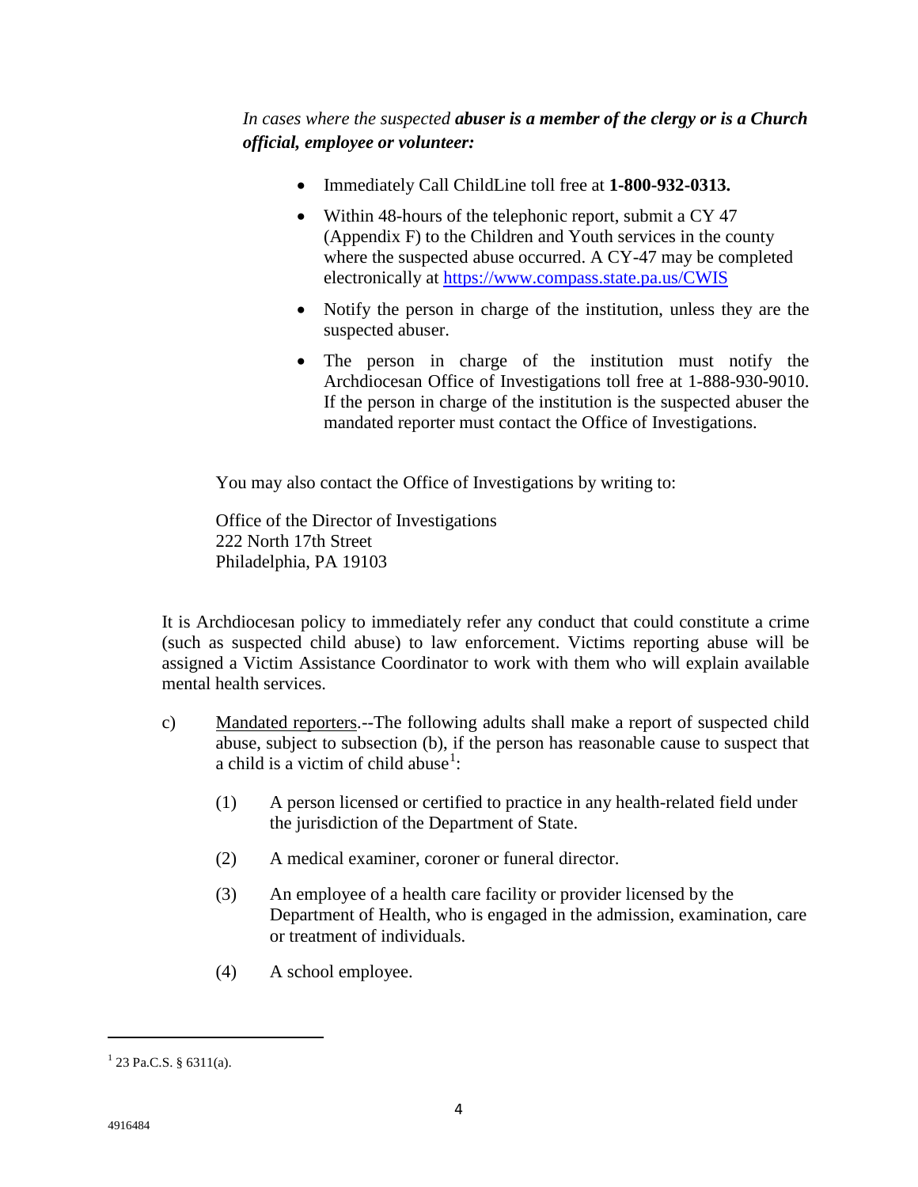*In cases where the suspected* ***abuser is a member of the clergy or is a Church official, employee or volunteer:***

- Immediately Call ChildLine toll free at **1-800-932-0313.**
- Within 48-hours of the telephonic report, submit a CY 47 (Appendix F) to the Children and Youth services in the county where the suspected abuse occurred. A CY-47 may be completed electronically at https://www.compass.state.pa.us/CWIS
- Notify the person in charge of the institution, unless they are the suspected abuser.
- The person in charge of the institution must notify the Archdiocesan Office of Investigations toll free at 1-888-930-9010. If the person in charge of the institution is the suspected abuser the mandated reporter must contact the Office of Investigations.

You may also contact the Office of Investigations by writing to:

Office of the Director of Investigations
222 North 17th Street
Philadelphia, PA 19103

It is Archdiocesan policy to immediately refer any conduct that could constitute a crime (such as suspected child abuse) to law enforcement. Victims reporting abuse will be assigned a Victim Assistance Coordinator to work with them who will explain available mental health services.

c) Mandated reporters.--The following adults shall make a report of suspected child abuse, subject to subsection (b), if the person has reasonable cause to suspect that a child is a victim of child abuse[1]:

(1) A person licensed or certified to practice in any health-related field under the jurisdiction of the Department of State.

(2) A medical examiner, coroner or funeral director.

(3) An employee of a health care facility or provider licensed by the Department of Health, who is engaged in the admission, examination, care or treatment of individuals.

(4) A school employee.

---

[1] 23 Pa.C.S. § 6311(a).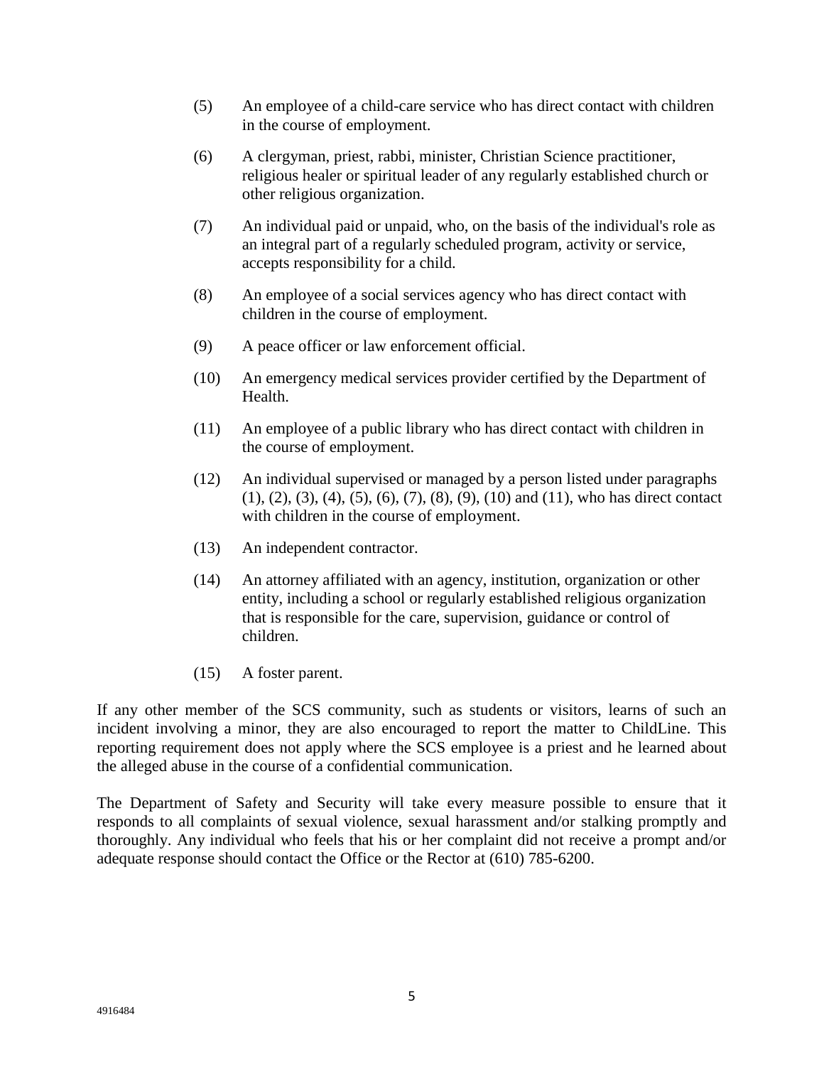(5) An employee of a child-care service who has direct contact with children in the course of employment.

(6) A clergyman, priest, rabbi, minister, Christian Science practitioner, religious healer or spiritual leader of any regularly established church or other religious organization.

(7) An individual paid or unpaid, who, on the basis of the individual's role as an integral part of a regularly scheduled program, activity or service, accepts responsibility for a child.

(8) An employee of a social services agency who has direct contact with children in the course of employment.

(9) A peace officer or law enforcement official.

(10) An emergency medical services provider certified by the Department of Health.

(11) An employee of a public library who has direct contact with children in the course of employment.

(12) An individual supervised or managed by a person listed under paragraphs (1), (2), (3), (4), (5), (6), (7), (8), (9), (10) and (11), who has direct contact with children in the course of employment.

(13) An independent contractor.

(14) An attorney affiliated with an agency, institution, organization or other entity, including a school or regularly established religious organization that is responsible for the care, supervision, guidance or control of children.

(15) A foster parent.

If any other member of the SCS community, such as students or visitors, learns of such an incident involving a minor, they are also encouraged to report the matter to ChildLine. This reporting requirement does not apply where the SCS employee is a priest and he learned about the alleged abuse in the course of a confidential communication.

The Department of Safety and Security will take every measure possible to ensure that it responds to all complaints of sexual violence, sexual harassment and/or stalking promptly and thoroughly. Any individual who feels that his or her complaint did not receive a prompt and/or adequate response should contact the Office or the Rector at (610) 785-6200.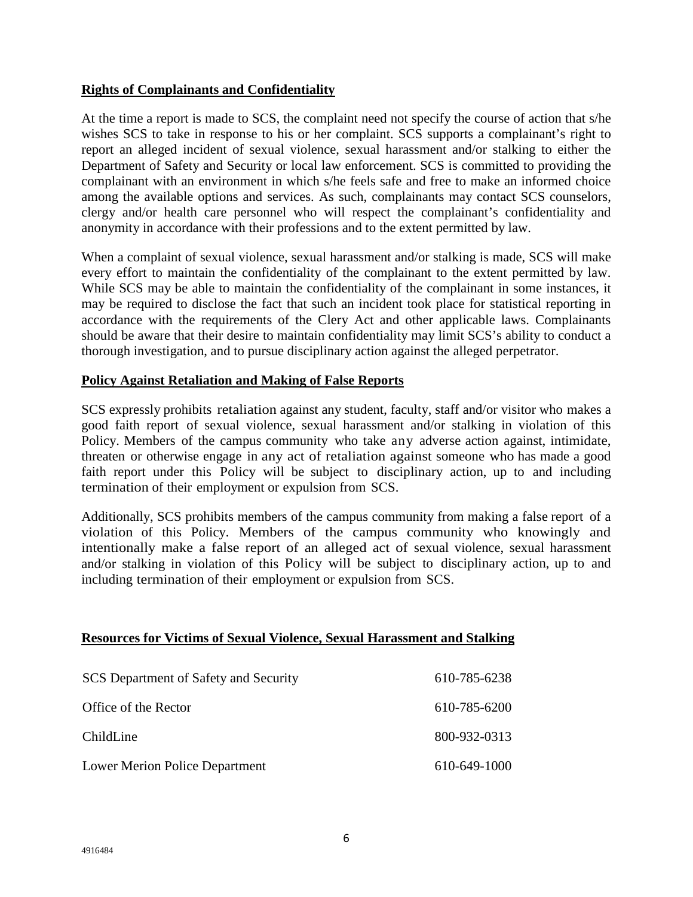**Rights of Complainants and Confidentiality**

At the time a report is made to SCS, the complaint need not specify the course of action that s/he wishes SCS to take in response to his or her complaint. SCS supports a complainant's right to report an alleged incident of sexual violence, sexual harassment and/or stalking to either the Department of Safety and Security or local law enforcement. SCS is committed to providing the complainant with an environment in which s/he feels safe and free to make an informed choice among the available options and services. As such, complainants may contact SCS counselors, clergy and/or health care personnel who will respect the complainant's confidentiality and anonymity in accordance with their professions and to the extent permitted by law.

When a complaint of sexual violence, sexual harassment and/or stalking is made, SCS will make every effort to maintain the confidentiality of the complainant to the extent permitted by law. While SCS may be able to maintain the confidentiality of the complainant in some instances, it may be required to disclose the fact that such an incident took place for statistical reporting in accordance with the requirements of the Clery Act and other applicable laws. Complainants should be aware that their desire to maintain confidentiality may limit SCS's ability to conduct a thorough investigation, and to pursue disciplinary action against the alleged perpetrator.

**Policy Against Retaliation and Making of False Reports**

SCS expressly prohibits retaliation against any student, faculty, staff and/or visitor who makes a good faith report of sexual violence, sexual harassment and/or stalking in violation of this Policy. Members of the campus community who take any adverse action against, intimidate, threaten or otherwise engage in any act of retaliation against someone who has made a good faith report under this Policy will be subject to disciplinary action, up to and including termination of their employment or expulsion from SCS.

Additionally, SCS prohibits members of the campus community from making a false report of a violation of this Policy. Members of the campus community who knowingly and intentionally make a false report of an alleged act of sexual violence, sexual harassment and/or stalking in violation of this Policy will be subject to disciplinary action, up to and including termination of their employment or expulsion from SCS.

**Resources for Victims of Sexual Violence, Sexual Harassment and Stalking**

| | |
|---|---|
| SCS Department of Safety and Security | 610-785-6238 |
| Office of the Rector | 610-785-6200 |
| ChildLine | 800-932-0313 |
| Lower Merion Police Department | 610-649-1000 |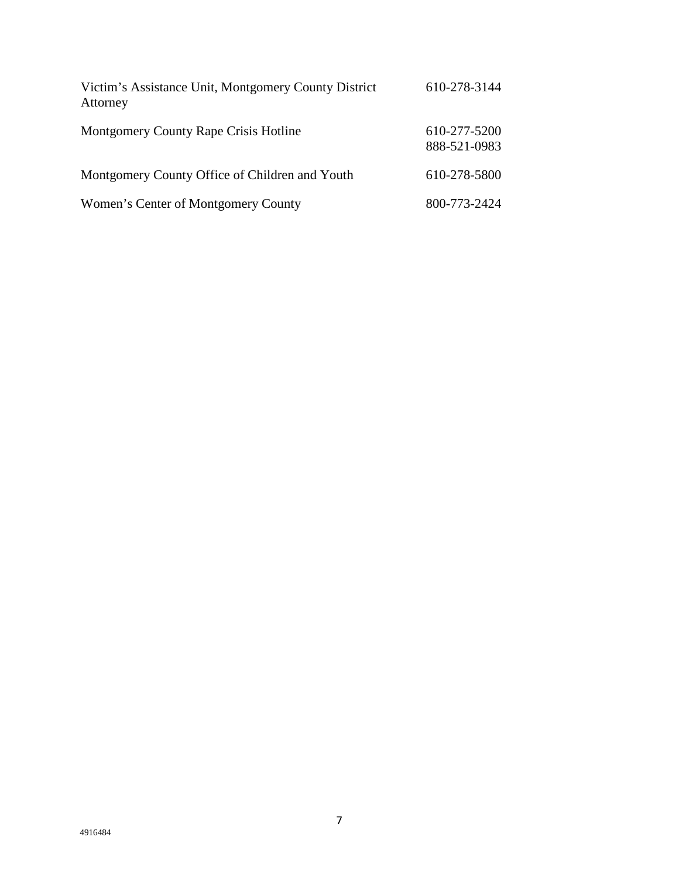| | |
|---|---|
| Victim's Assistance Unit, Montgomery County District Attorney | 610-278-3144 |
| Montgomery County Rape Crisis Hotline | 610-277-5200<br>888-521-0983 |
| Montgomery County Office of Children and Youth | 610-278-5800 |
| Women's Center of Montgomery County | 800-773-2424 |

4916484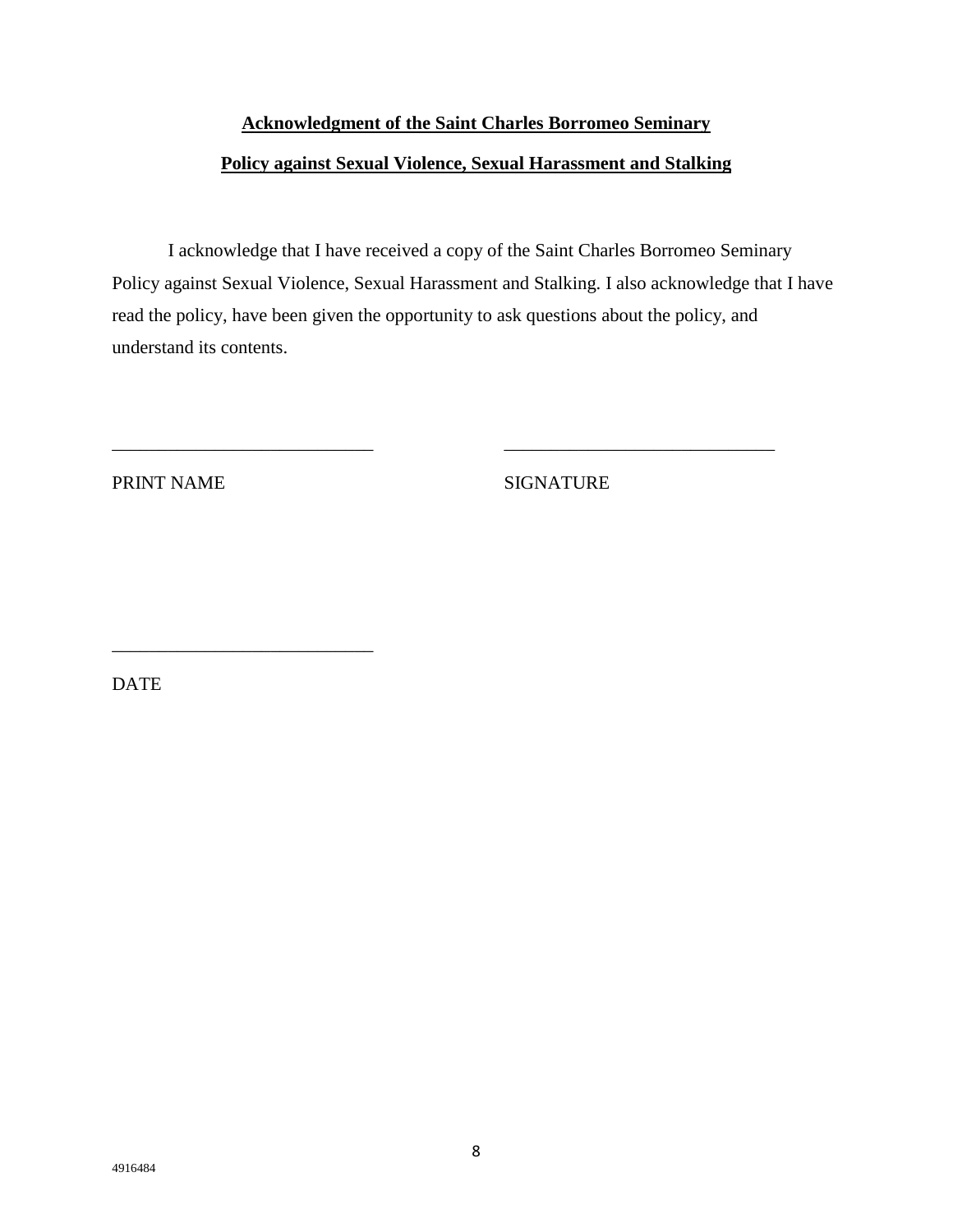**Acknowledgment of the Saint Charles Borromeo Seminary**

**Policy against Sexual Violence, Sexual Harassment and Stalking**

I acknowledge that I have received a copy of the Saint Charles Borromeo Seminary Policy against Sexual Violence, Sexual Harassment and Stalking. I also acknowledge that I have read the policy, have been given the opportunity to ask questions about the policy, and understand its contents.

____________________________ ____________________________

PRINT NAME SIGNATURE

____________________________

DATE

4916484